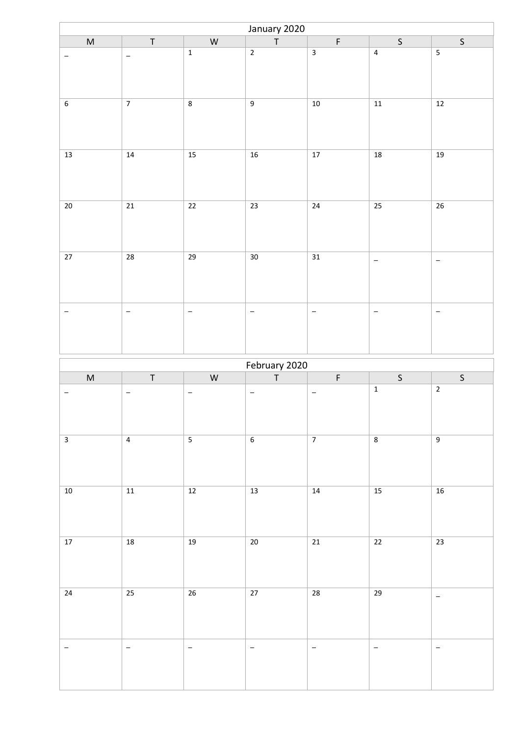| January 2020 | | | | | | |
|---|---|---|---|---|---|---|
| M | T | W | T | F | S | S |
| _ | _ | 1 | 2 | 3 | 4 | 5 |
| 6 | 7 | 8 | 9 | 10 | 11 | 12 |
| 13 | 14 | 15 | 16 | 17 | 18 | 19 |
| 20 | 21 | 22 | 23 | 24 | 25 | 26 |
| 27 | 28 | 29 | 30 | 31 | _ | _ |
| _ | _ | _ | _ | _ | _ | _ |

| February 2020 | | | | | | |
|---|---|---|---|---|---|---|
| M | T | W | T | F | S | S |
| _ | _ | _ | _ | _ | 1 | 2 |
| 3 | 4 | 5 | 6 | 7 | 8 | 9 |
| 10 | 11 | 12 | 13 | 14 | 15 | 16 |
| 17 | 18 | 19 | 20 | 21 | 22 | 23 |
| 24 | 25 | 26 | 27 | 28 | 29 | _ |
| _ | _ | _ | _ | _ | _ | _ |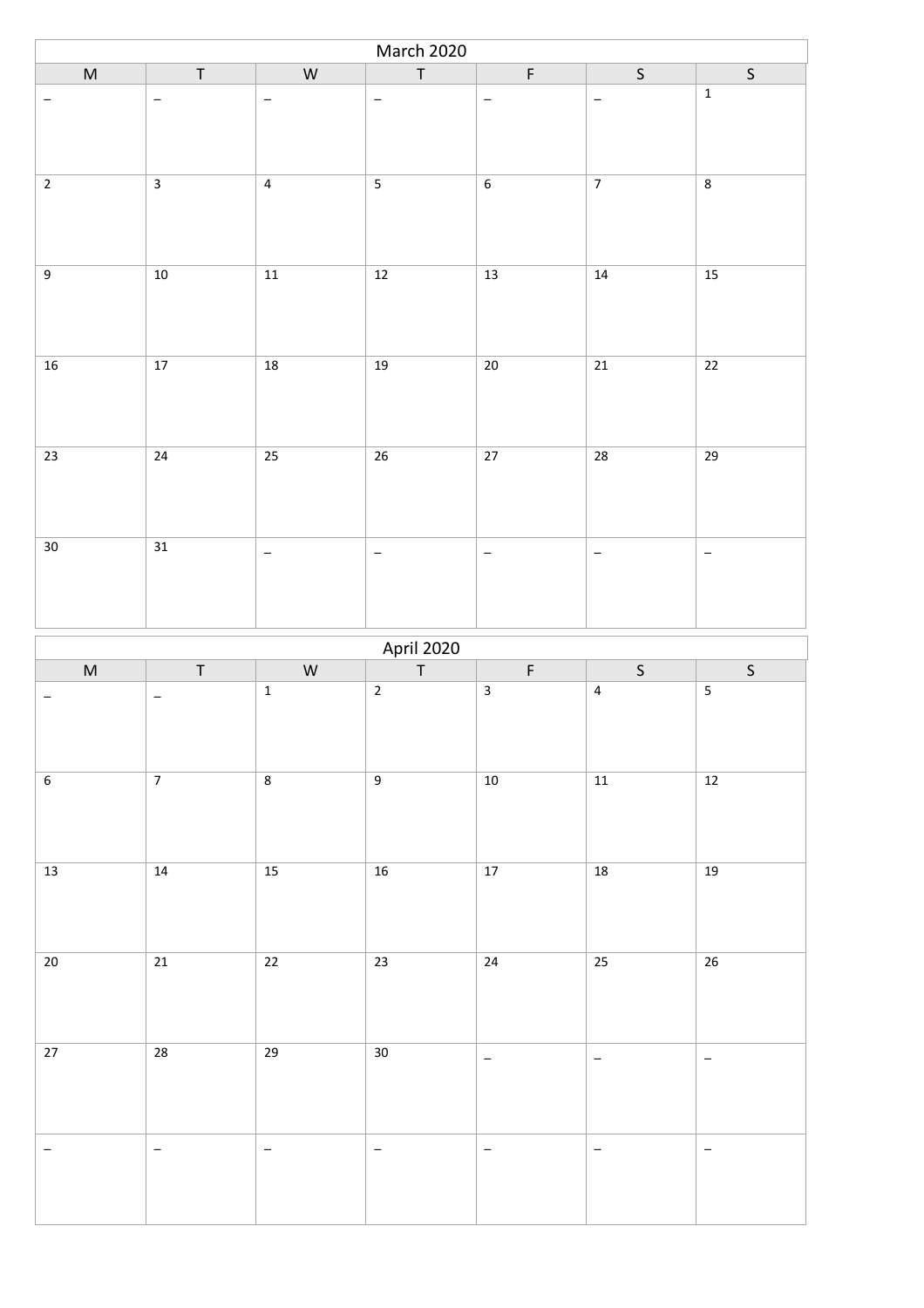| March 2020 | | | | | | |
|---|---|---|---|---|---|---|
| M | T | W | T | F | S | S |
| – | – | – | – | – | – | 1 |
| 2 | 3 | 4 | 5 | 6 | 7 | 8 |
| 9 | 10 | 11 | 12 | 13 | 14 | 15 |
| 16 | 17 | 18 | 19 | 20 | 21 | 22 |
| 23 | 24 | 25 | 26 | 27 | 28 | 29 |
| 30 | 31 | – | – | – | – | – |

| April 2020 | | | | | | |
|---|---|---|---|---|---|---|
| M | T | W | T | F | S | S |
| – | – | 1 | 2 | 3 | 4 | 5 |
| 6 | 7 | 8 | 9 | 10 | 11 | 12 |
| 13 | 14 | 15 | 16 | 17 | 18 | 19 |
| 20 | 21 | 22 | 23 | 24 | 25 | 26 |
| 27 | 28 | 29 | 30 | – | – | – |
| – | – | – | – | – | – | – |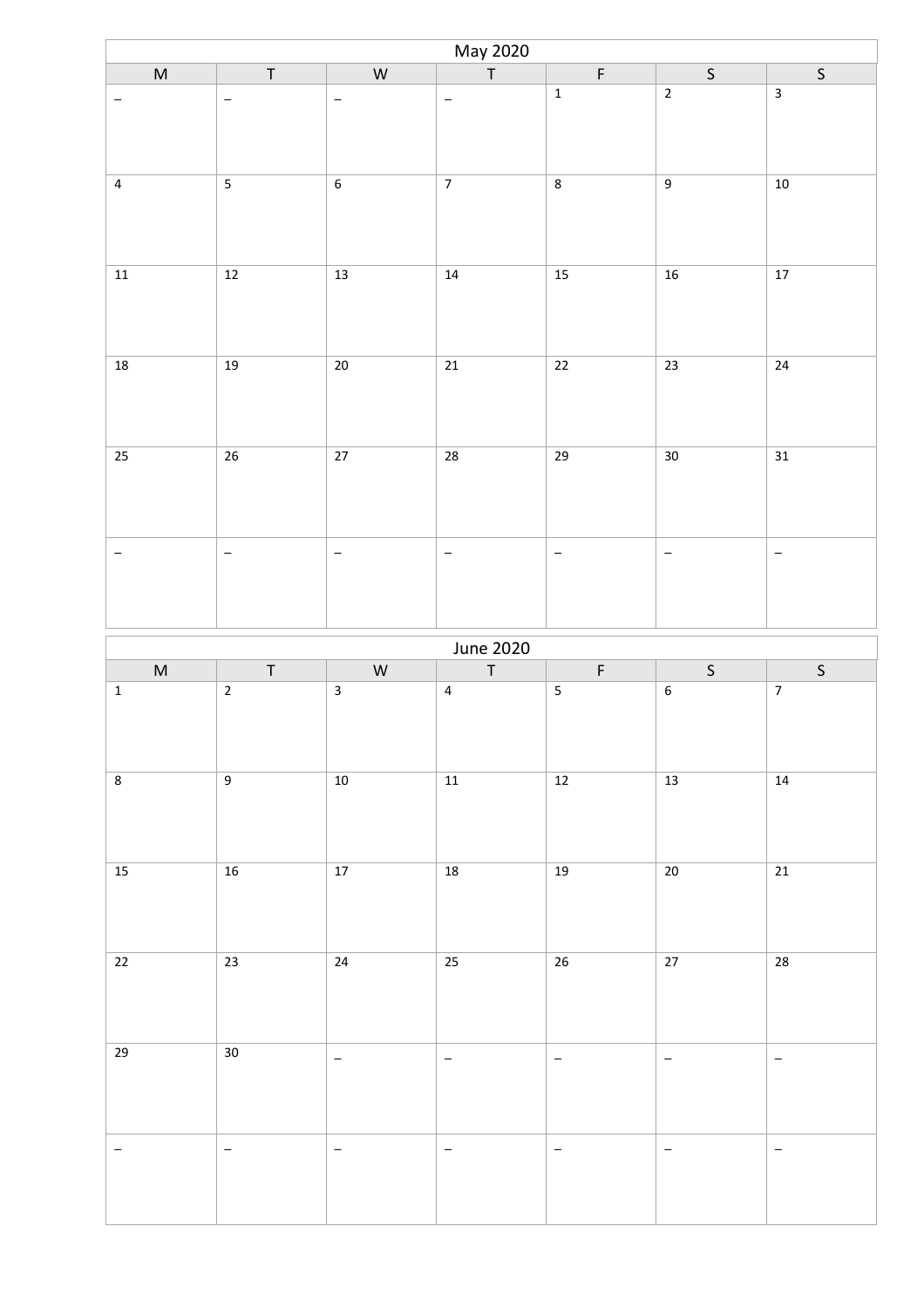## May 2020

| M | T | W | T | F | S | S |
|---|---|---|---|---|---|---|
| – | – | – | – | 1 | 2 | 3 |
| 4 | 5 | 6 | 7 | 8 | 9 | 10 |
| 11 | 12 | 13 | 14 | 15 | 16 | 17 |
| 18 | 19 | 20 | 21 | 22 | 23 | 24 |
| 25 | 26 | 27 | 28 | 29 | 30 | 31 |
| – | – | – | – | – | – | – |

## June 2020

| M | T | W | T | F | S | S |
|---|---|---|---|---|---|---|
| 1 | 2 | 3 | 4 | 5 | 6 | 7 |
| 8 | 9 | 10 | 11 | 12 | 13 | 14 |
| 15 | 16 | 17 | 18 | 19 | 20 | 21 |
| 22 | 23 | 24 | 25 | 26 | 27 | 28 |
| 29 | 30 | – | – | – | – | – |
| – | – | – | – | – | – | – |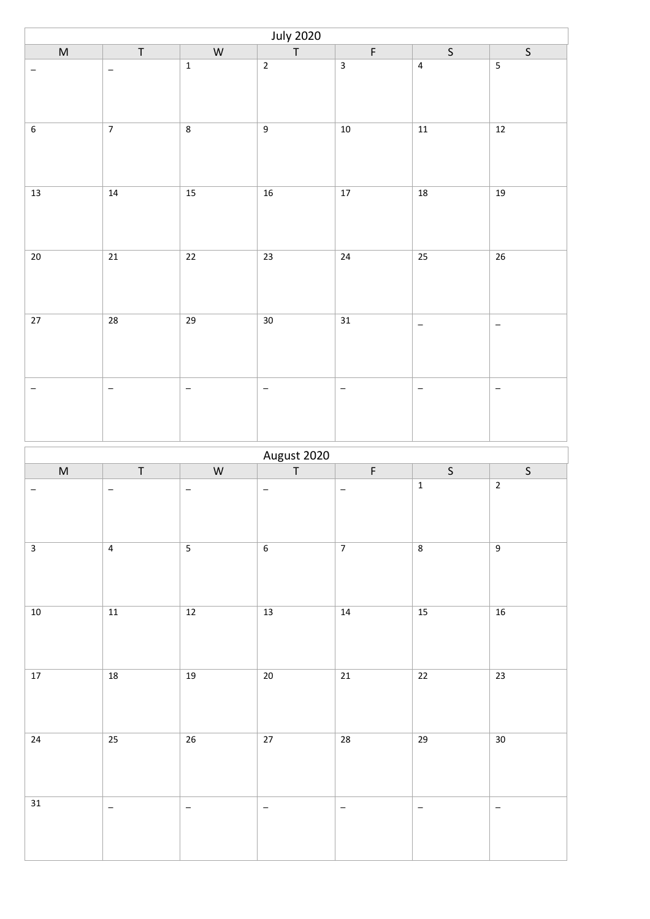| July 2020 | | | | | | |
|---|---|---|---|---|---|---|
| M | T | W | T | F | S | S |
| _ | _ | 1 | 2 | 3 | 4 | 5 |
| 6 | 7 | 8 | 9 | 10 | 11 | 12 |
| 13 | 14 | 15 | 16 | 17 | 18 | 19 |
| 20 | 21 | 22 | 23 | 24 | 25 | 26 |
| 27 | 28 | 29 | 30 | 31 | _ | _ |
| _ | _ | _ | _ | _ | _ | _ |

| August 2020 | | | | | | |
|---|---|---|---|---|---|---|
| M | T | W | T | F | S | S |
| _ | _ | _ | _ | _ | 1 | 2 |
| 3 | 4 | 5 | 6 | 7 | 8 | 9 |
| 10 | 11 | 12 | 13 | 14 | 15 | 16 |
| 17 | 18 | 19 | 20 | 21 | 22 | 23 |
| 24 | 25 | 26 | 27 | 28 | 29 | 30 |
| 31 | _ | _ | _ | _ | _ | _ |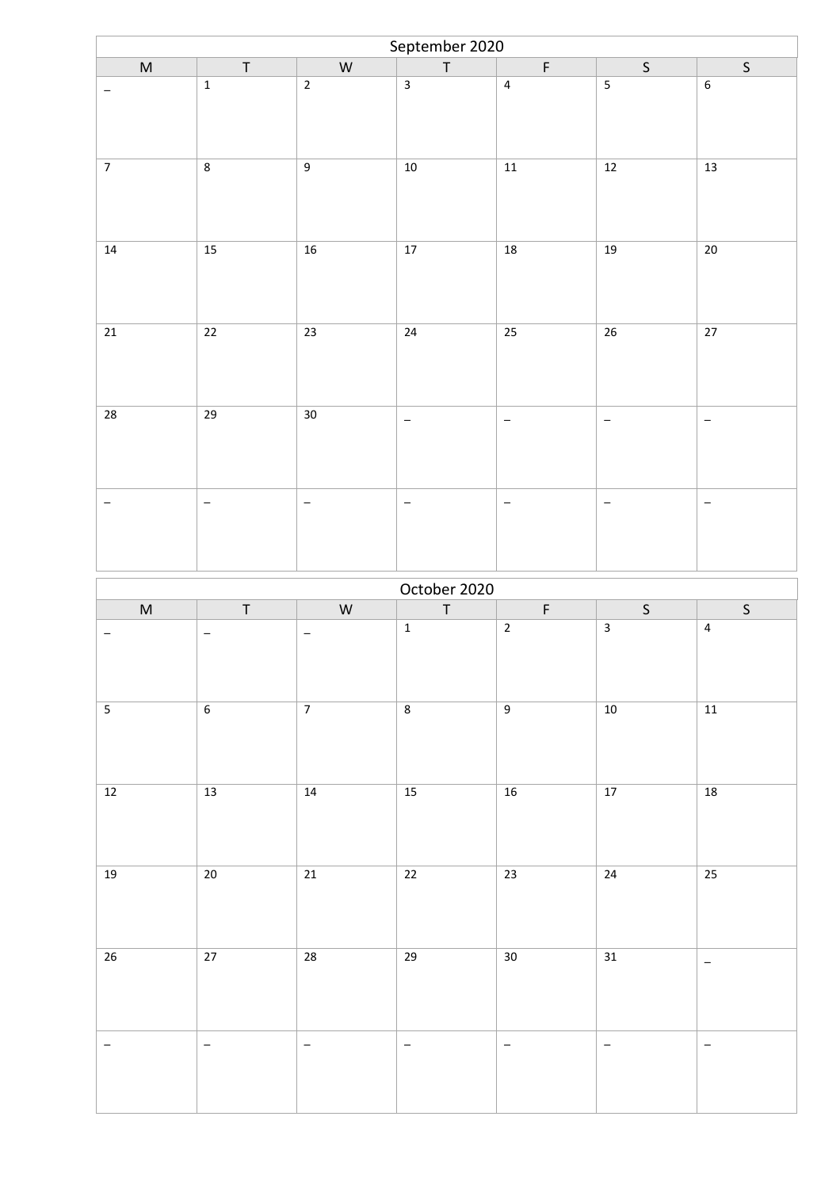| September 2020 | | | | | | |
|---|---|---|---|---|---|---|
| M | T | W | T | F | S | S |
| _ | 1 | 2 | 3 | 4 | 5 | 6 |
| 7 | 8 | 9 | 10 | 11 | 12 | 13 |
| 14 | 15 | 16 | 17 | 18 | 19 | 20 |
| 21 | 22 | 23 | 24 | 25 | 26 | 27 |
| 28 | 29 | 30 | _ | _ | _ | _ |
| _ | _ | _ | _ | _ | _ | _ |

| October 2020 | | | | | | |
|---|---|---|---|---|---|---|
| M | T | W | T | F | S | S |
| _ | _ | _ | 1 | 2 | 3 | 4 |
| 5 | 6 | 7 | 8 | 9 | 10 | 11 |
| 12 | 13 | 14 | 15 | 16 | 17 | 18 |
| 19 | 20 | 21 | 22 | 23 | 24 | 25 |
| 26 | 27 | 28 | 29 | 30 | 31 | _ |
| _ | _ | _ | _ | _ | _ | _ |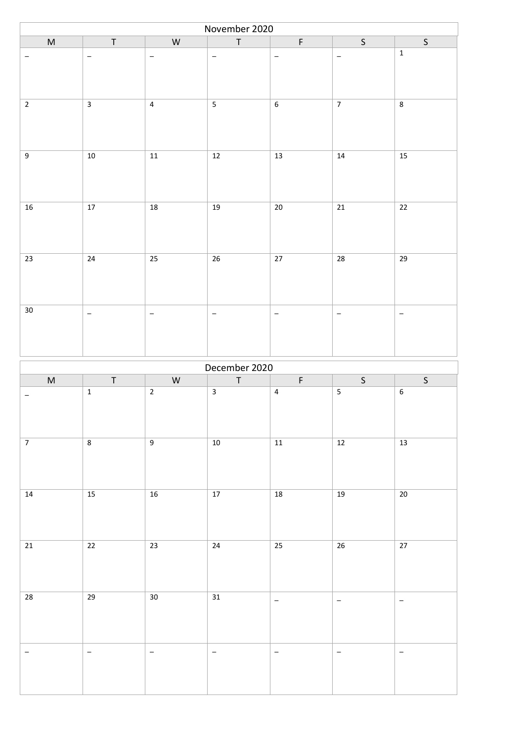| November 2020 | | | | | | |
|---|---|---|---|---|---|---|
| M | T | W | T | F | S | S |
| – | – | – | – | – | – | 1 |
| 2 | 3 | 4 | 5 | 6 | 7 | 8 |
| 9 | 10 | 11 | 12 | 13 | 14 | 15 |
| 16 | 17 | 18 | 19 | 20 | 21 | 22 |
| 23 | 24 | 25 | 26 | 27 | 28 | 29 |
| 30 | – | – | – | – | – | – |

| December 2020 | | | | | | |
|---|---|---|---|---|---|---|
| M | T | W | T | F | S | S |
| – | 1 | 2 | 3 | 4 | 5 | 6 |
| 7 | 8 | 9 | 10 | 11 | 12 | 13 |
| 14 | 15 | 16 | 17 | 18 | 19 | 20 |
| 21 | 22 | 23 | 24 | 25 | 26 | 27 |
| 28 | 29 | 30 | 31 | – | – | – |
| – | – | – | – | – | – | – |